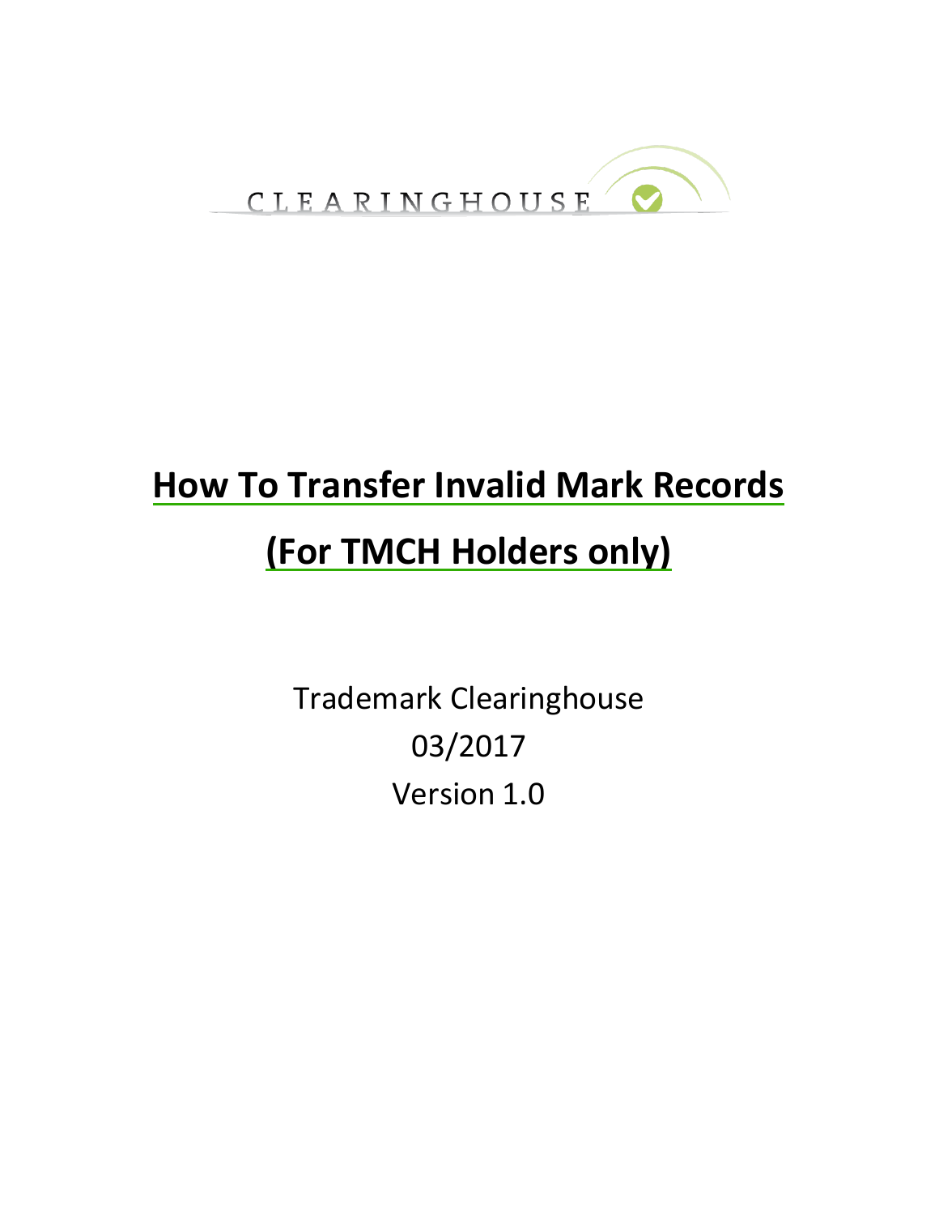CLEARINGHOUSE

# How To Transfer Invalid Mark Records

# (For TMCH Holders only)

Trademark Clearinghouse

03/2017

Version 1.0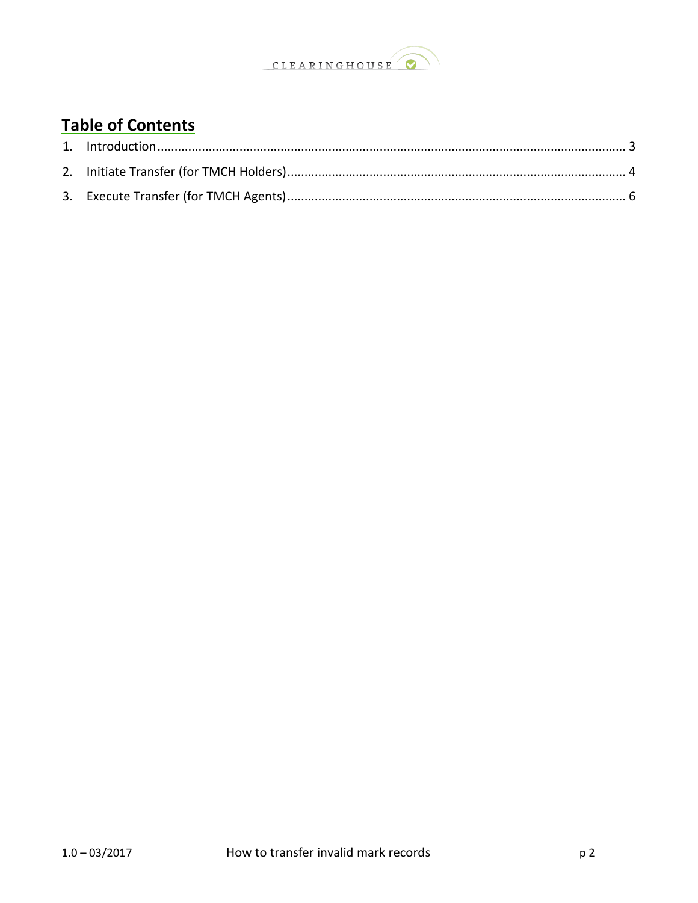# Table of Contents

1. Introduction ........................................................................................................................................ 3
2. Initiate Transfer (for TMCH Holders) .................................................................................................. 4
3. Execute Transfer (for TMCH Agents) .................................................................................................. 6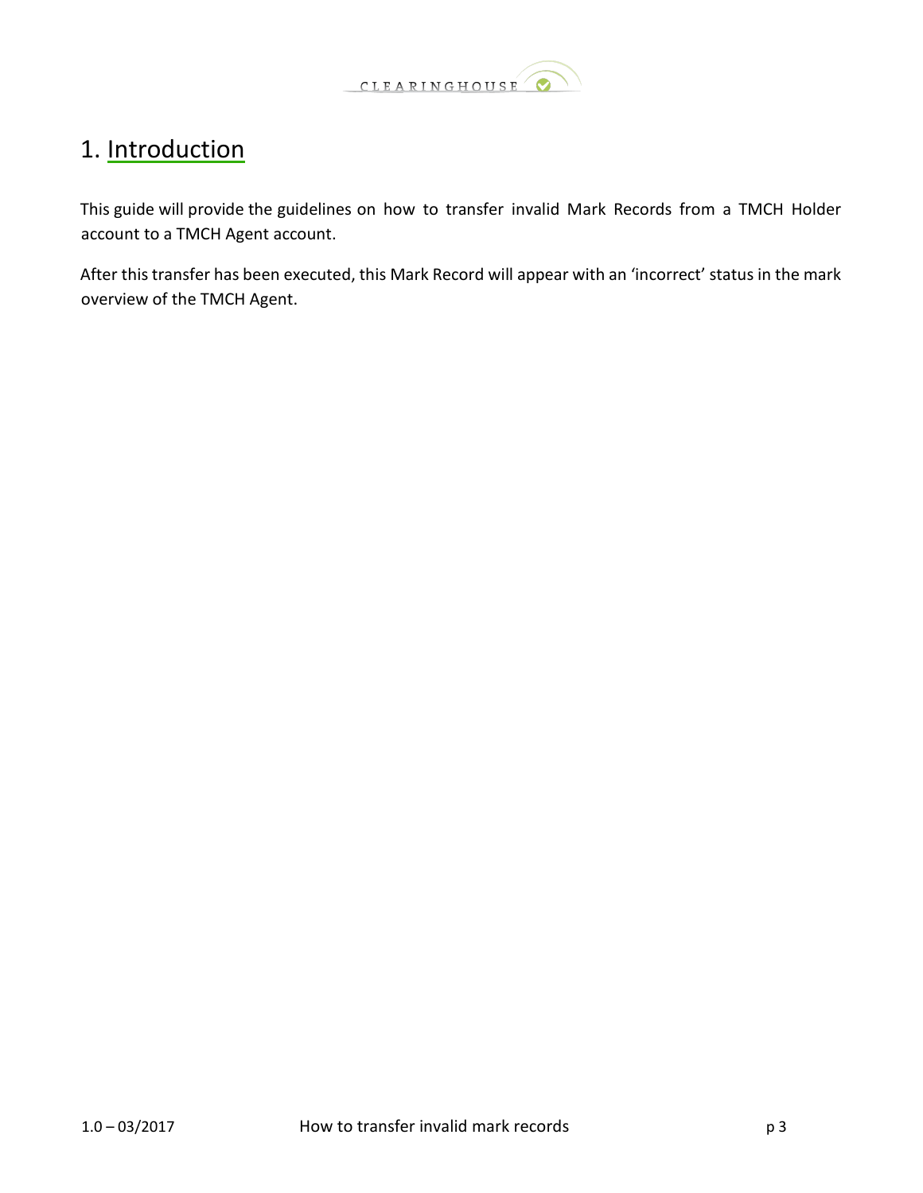# 1. Introduction

This guide will provide the guidelines on how to transfer invalid Mark Records from a TMCH Holder account to a TMCH Agent account.

After this transfer has been executed, this Mark Record will appear with an 'incorrect' status in the mark overview of the TMCH Agent.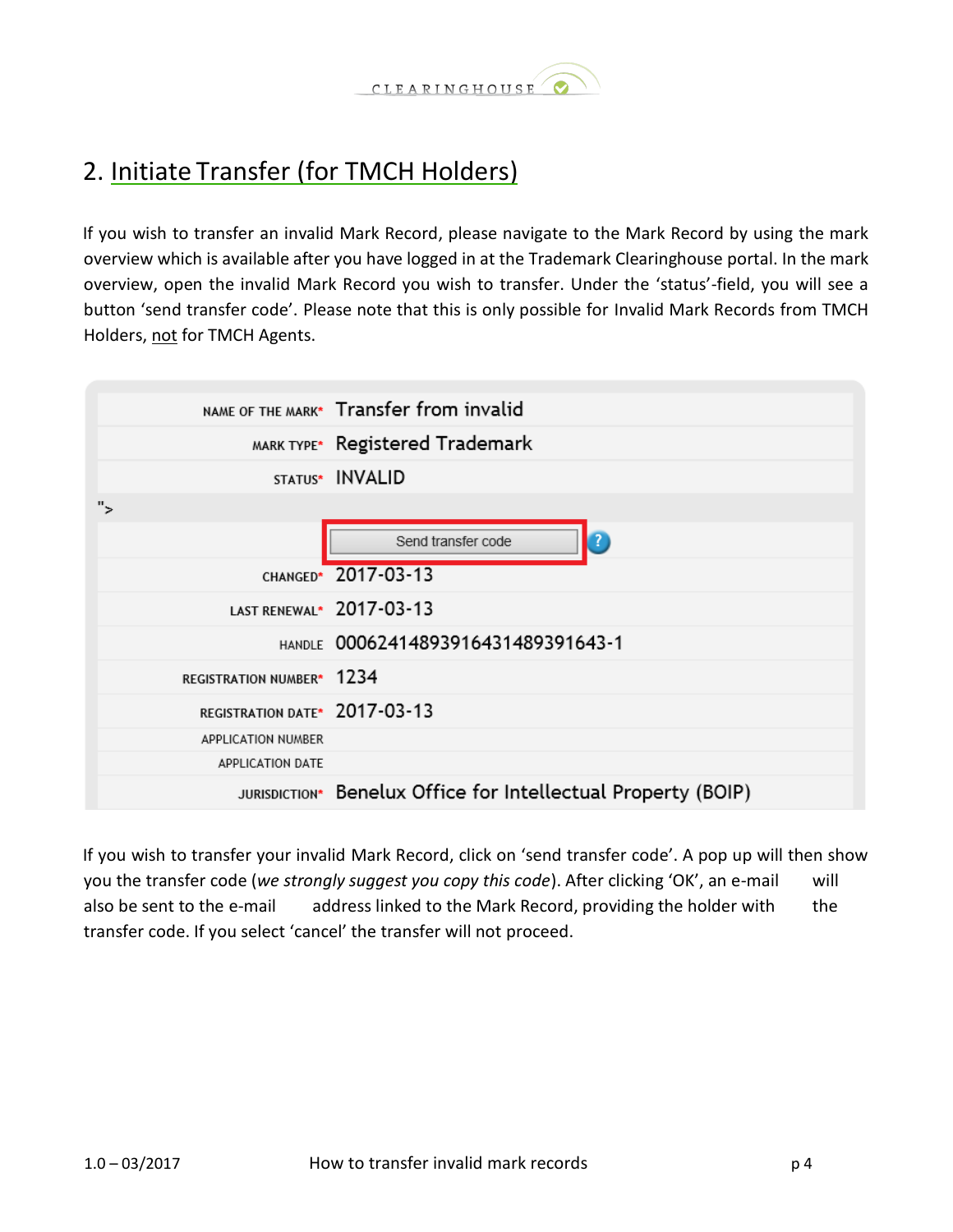## 2. Initiate Transfer (for TMCH Holders)

If you wish to transfer an invalid Mark Record, please navigate to the Mark Record by using the mark overview which is available after you have logged in at the Trademark Clearinghouse portal. In the mark overview, open the invalid Mark Record you wish to transfer. Under the 'status'-field, you will see a button 'send transfer code'. Please note that this is only possible for Invalid Mark Records from TMCH Holders, not for TMCH Agents.

| | |
|---|---|
| NAME OF THE MARK* | Transfer from invalid |
| MARK TYPE* | Registered Trademark |
| STATUS* | INVALID |
| "> | |
| | Send transfer code |
| CHANGED* | 2017-03-13 |
| LAST RENEWAL* | 2017-03-13 |
| HANDLE | 00062414893916431489391643-1 |
| REGISTRATION NUMBER* | 1234 |
| REGISTRATION DATE* | 2017-03-13 |
| APPLICATION NUMBER | |
| APPLICATION DATE | |
| JURISDICTION* | Benelux Office for Intellectual Property (BOIP) |

If you wish to transfer your invalid Mark Record, click on 'send transfer code'. A pop up will then show you the transfer code (*we strongly suggest you copy this code*). After clicking 'OK', an e-mail will also be sent to the e-mail address linked to the Mark Record, providing the holder with the transfer code. If you select 'cancel' the transfer will not proceed.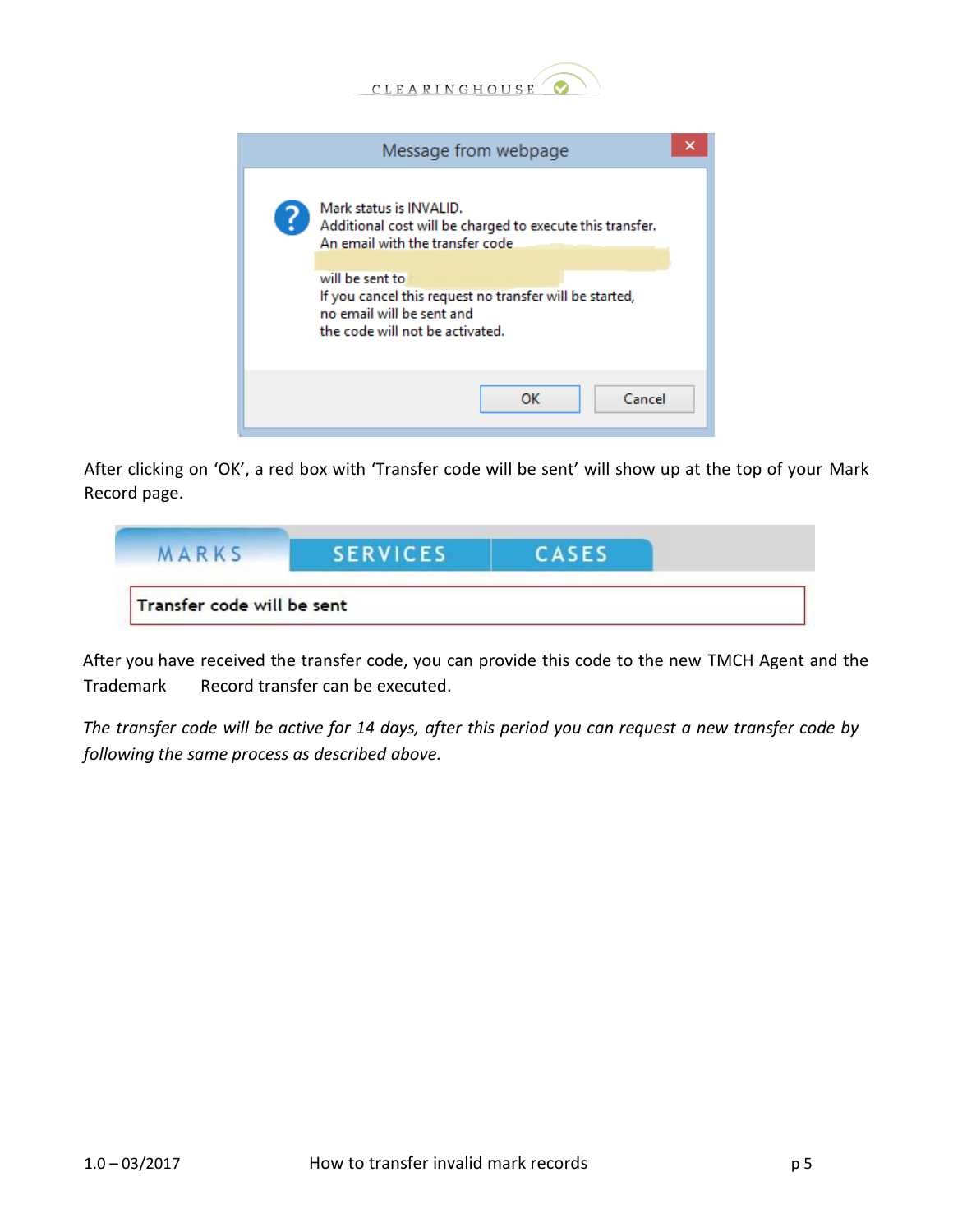After clicking on 'OK', a red box with 'Transfer code will be sent' will show up at the top of your Mark Record page.

After you have received the transfer code, you can provide this code to the new TMCH Agent and the Trademark Record transfer can be executed.

*The transfer code will be active for 14 days, after this period you can request a new transfer code by following the same process as described above.*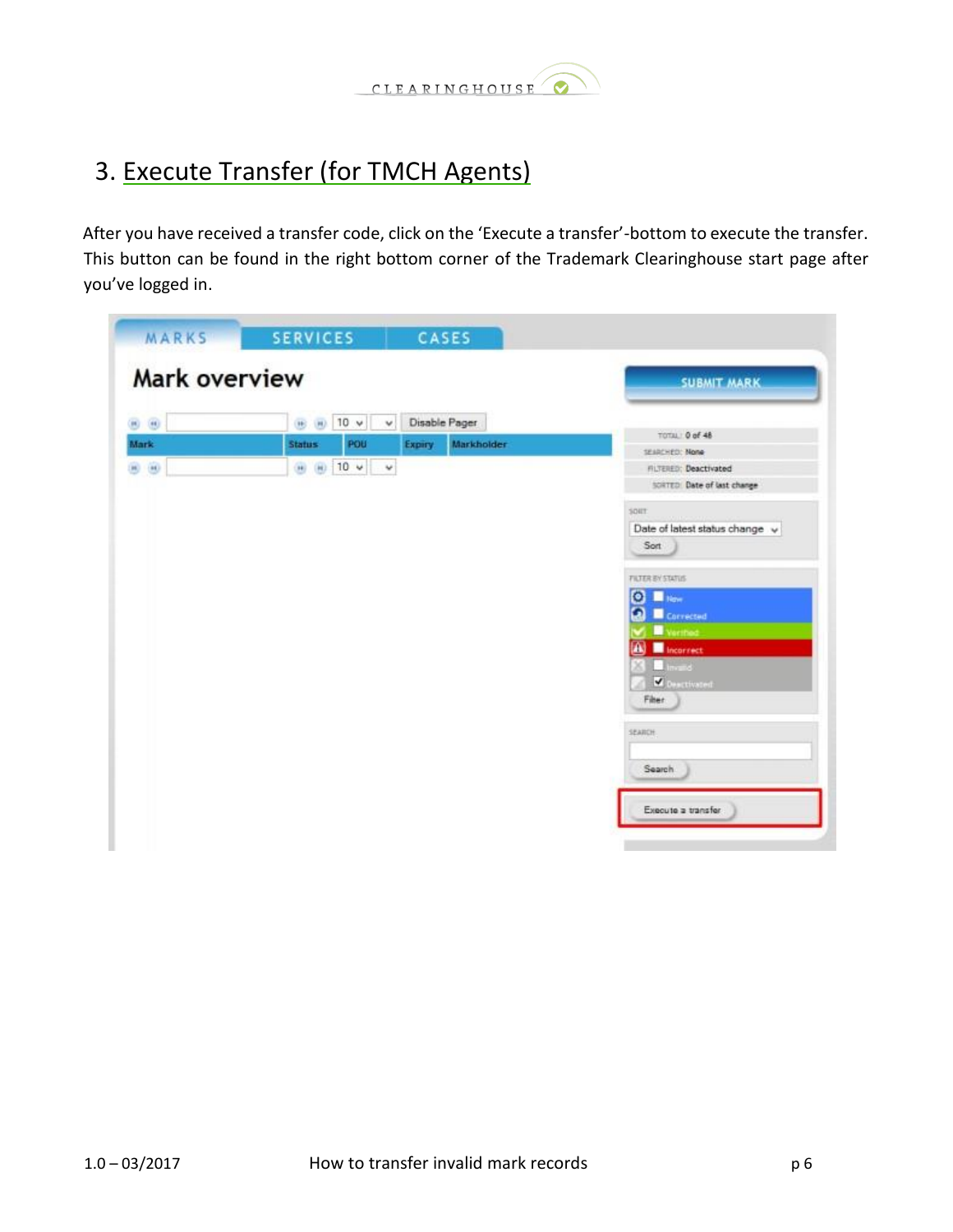# 3. Execute Transfer (for TMCH Agents)

After you have received a transfer code, click on the 'Execute a transfer'-bottom to execute the transfer. This button can be found in the right bottom corner of the Trademark Clearinghouse start page after you've logged in.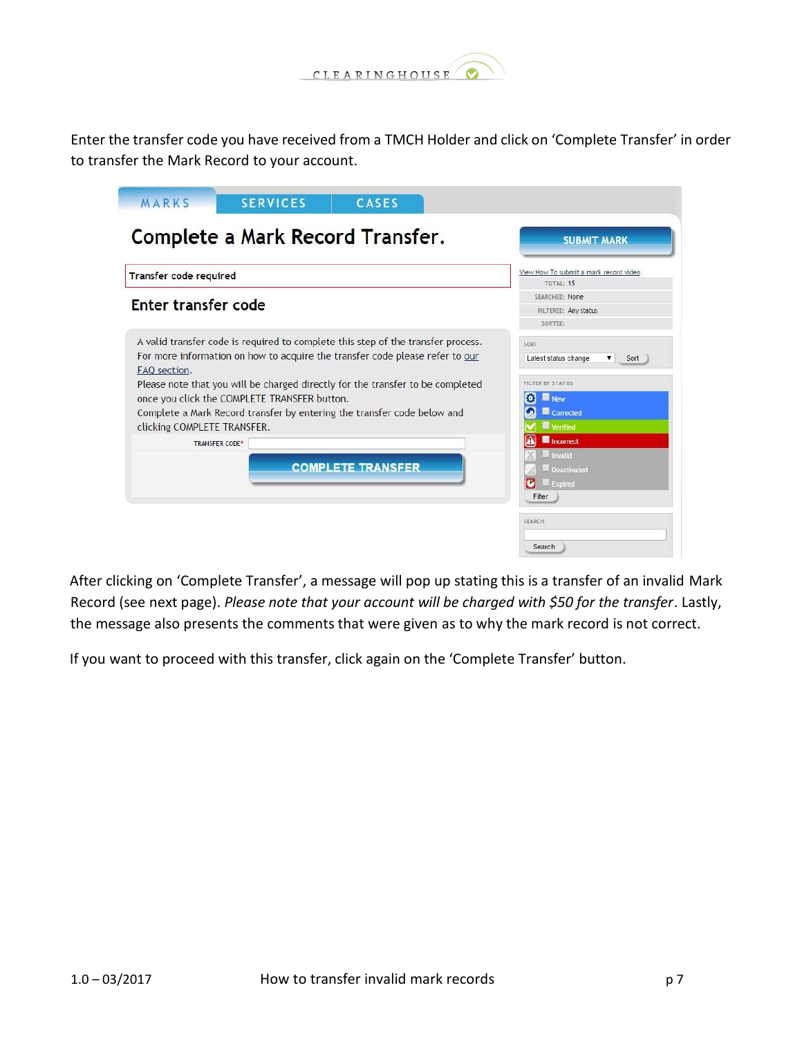Enter the transfer code you have received from a TMCH Holder and click on 'Complete Transfer' in order to transfer the Mark Record to your account.

MARKS SERVICES CASES

# Complete a Mark Record Transfer.

Transfer code required

## Enter transfer code

A valid transfer code is required to complete this step of the transfer process. For more information on how to acquire the transfer code please refer to our FAQ section.

Please note that you will be charged directly for the transfer to be completed once you click the COMPLETE TRANSFER button.

Complete a Mark Record transfer by entering the transfer code below and clicking COMPLETE TRANSFER.

TRANSFER CODE*

COMPLETE TRANSFER

SUBMIT MARK

View How To submit a mark record video

TOTAL: 15

SEARCHED: None

FILTERED: Any status

SORTED:

SORT

Latest status change

Sort

FILTER BY STATUS

- New
- Corrected
- Verified
- Incorrect
- Invalid
- Deactivated
- Expired

Filter

SEARCH

Search

After clicking on 'Complete Transfer', a message will pop up stating this is a transfer of an invalid Mark Record (see next page). *Please note that your account will be charged with $50 for the transfer*. Lastly, the message also presents the comments that were given as to why the mark record is not correct.

If you want to proceed with this transfer, click again on the 'Complete Transfer' button.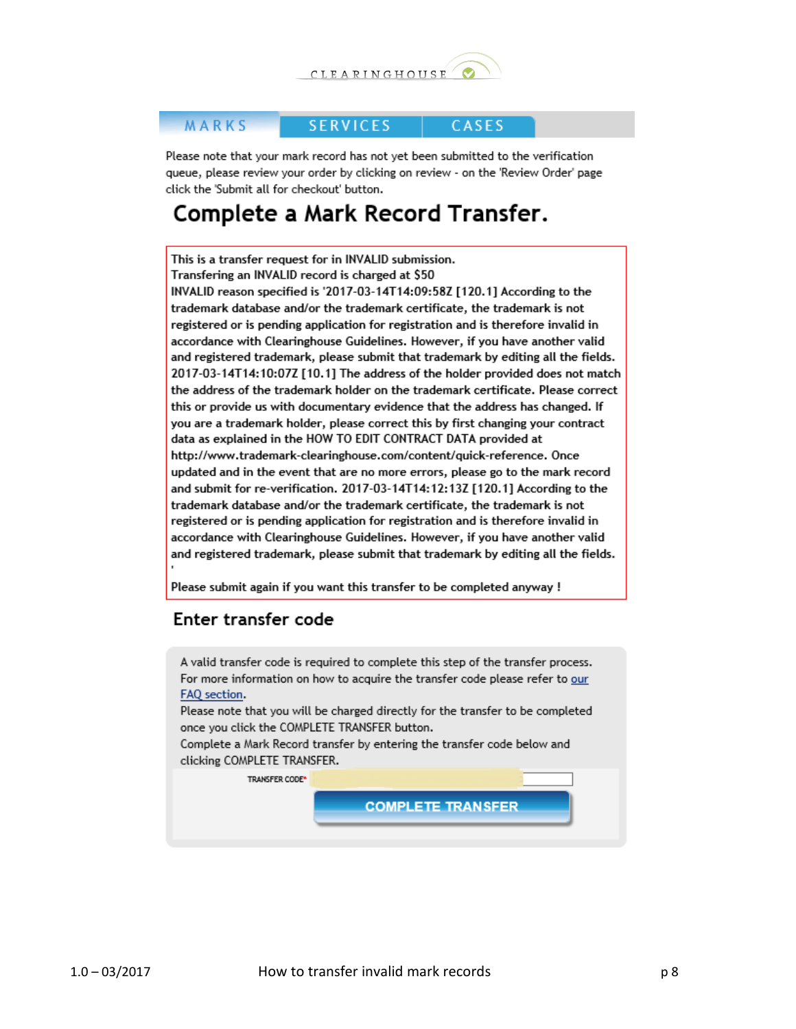CLEARINGHOUSE

MARKS | SERVICES | CASES

Please note that your mark record has not yet been submitted to the verification queue, please review your order by clicking on review - on the 'Review Order' page click the 'Submit all for checkout' button.

# Complete a Mark Record Transfer.

This is a transfer request for in INVALID submission.
Transfering an INVALID record is charged at $50
INVALID reason specified is '2017-03-14T14:09:58Z [120.1] According to the trademark database and/or the trademark certificate, the trademark is not registered or is pending application for registration and is therefore invalid in accordance with Clearinghouse Guidelines. However, if you have another valid and registered trademark, please submit that trademark by editing all the fields. 2017-03-14T14:10:07Z [10.1] The address of the holder provided does not match the address of the trademark holder on the trademark certificate. Please correct this or provide us with documentary evidence that the address has changed. If you are a trademark holder, please correct this by first changing your contract data as explained in the HOW TO EDIT CONTRACT DATA provided at http://www.trademark-clearinghouse.com/content/quick-reference. Once updated and in the event that are no more errors, please go to the mark record and submit for re-verification. 2017-03-14T14:12:13Z [120.1] According to the trademark database and/or the trademark certificate, the trademark is not registered or is pending application for registration and is therefore invalid in accordance with Clearinghouse Guidelines. However, if you have another valid and registered trademark, please submit that trademark by editing all the fields.
'

Please submit again if you want this transfer to be completed anyway !

## Enter transfer code

A valid transfer code is required to complete this step of the transfer process. For more information on how to acquire the transfer code please refer to our FAQ section.
Please note that you will be charged directly for the transfer to be completed once you click the COMPLETE TRANSFER button.
Complete a Mark Record transfer by entering the transfer code below and clicking COMPLETE TRANSFER.

TRANSFER CODE*

COMPLETE TRANSFER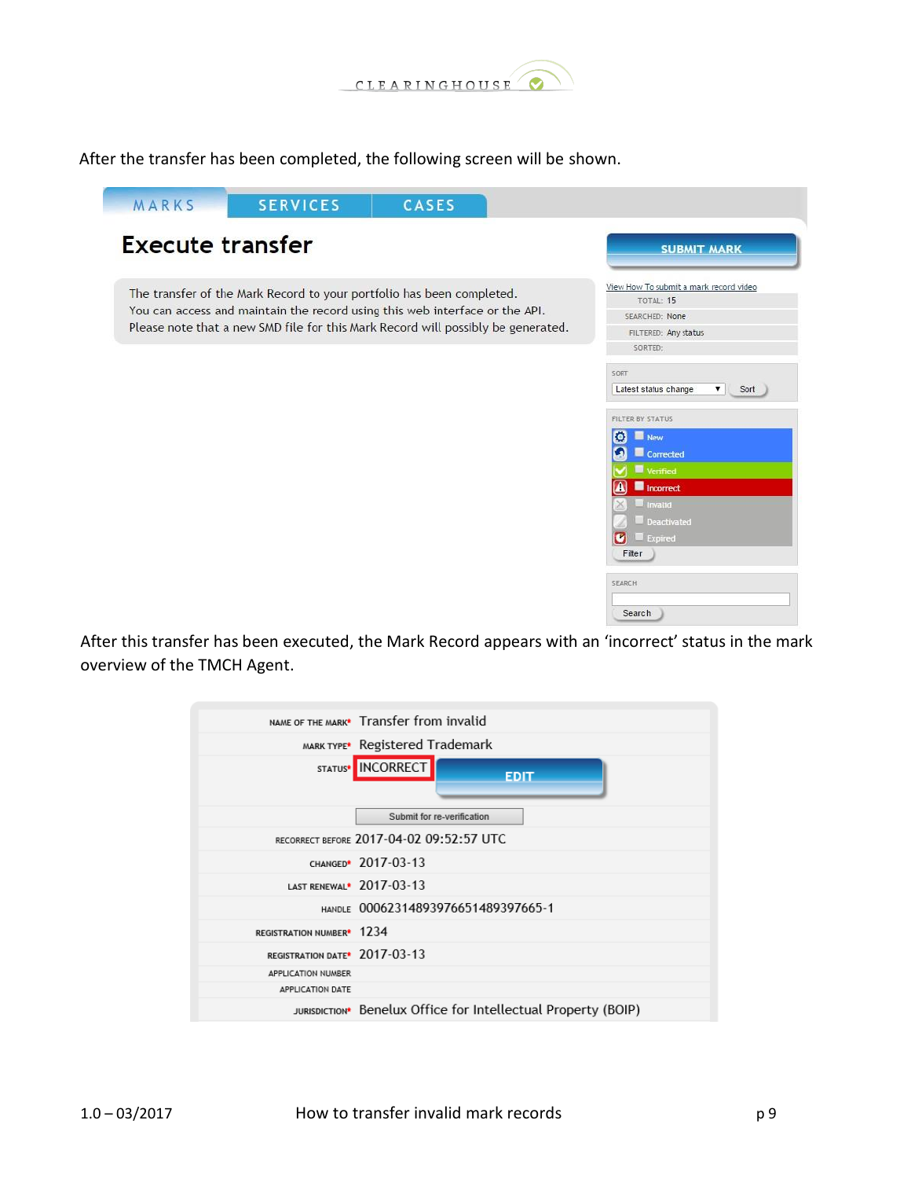After the transfer has been completed, the following screen will be shown.

MARKS | SERVICES | CASES

## Execute transfer

The transfer of the Mark Record to your portfolio has been completed.
You can access and maintain the record using this web interface or the API.
Please note that a new SMD file for this Mark Record will possibly be generated.

SUBMIT MARK

View How To submit a mark record video

TOTAL: 15
SEARCHED: None
FILTERED: Any status
SORTED:

SORT
Latest status change | Sort

FILTER BY STATUS
- New
- Corrected
- Verified
- Incorrect
- Invalid
- Deactivated
- Expired

Filter

SEARCH

Search

After this transfer has been executed, the Mark Record appears with an 'incorrect' status in the mark overview of the TMCH Agent.

| | |
|---|---|
| NAME OF THE MARK* | Transfer from invalid |
| MARK TYPE* | Registered Trademark |
| STATUS* | INCORRECT — EDIT |
| | Submit for re-verification |
| RECORRECT BEFORE | 2017-04-02 09:52:57 UTC |
| CHANGED* | 2017-03-13 |
| LAST RENEWAL* | 2017-03-13 |
| HANDLE | 00062314893976651489397665-1 |
| REGISTRATION NUMBER* | 1234 |
| REGISTRATION DATE* | 2017-03-13 |
| APPLICATION NUMBER | |
| APPLICATION DATE | |
| JURISDICTION* | Benelux Office for Intellectual Property (BOIP) |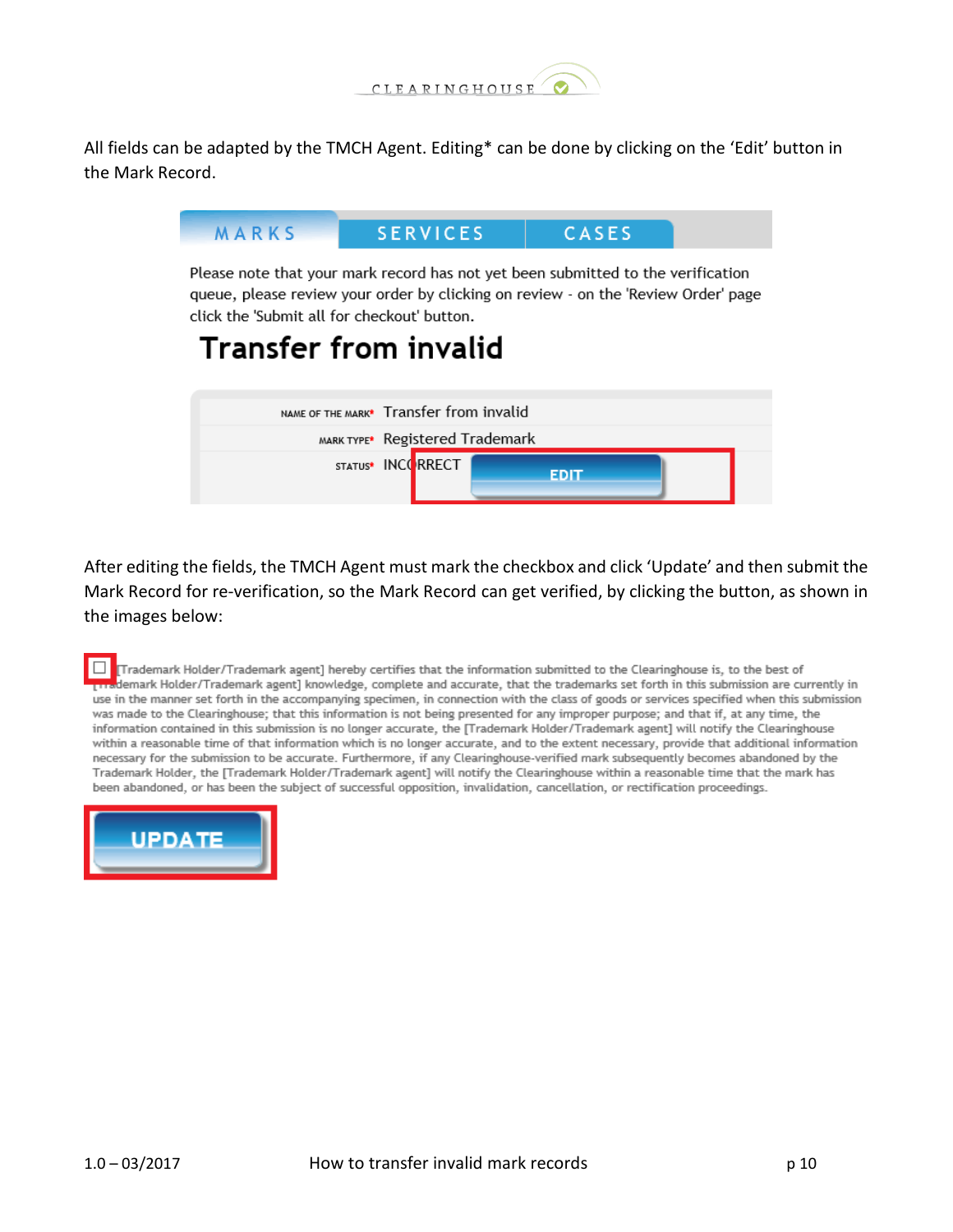All fields can be adapted by the TMCH Agent. Editing* can be done by clicking on the 'Edit' button in the Mark Record.

MARKS SERVICES CASES

Please note that your mark record has not yet been submitted to the verification queue, please review your order by clicking on review - on the 'Review Order' page click the 'Submit all for checkout' button.

**Transfer from invalid**

| | |
|---|---|
| NAME OF THE MARK* | Transfer from invalid |
| MARK TYPE* | Registered Trademark |
| STATUS* | INCORRECT EDIT |

After editing the fields, the TMCH Agent must mark the checkbox and click 'Update' and then submit the Mark Record for re-verification, so the Mark Record can get verified, by clicking the button, as shown in the images below:

☐ [Trademark Holder/Trademark agent] hereby certifies that the information submitted to the Clearinghouse is, to the best of [Trademark Holder/Trademark agent] knowledge, complete and accurate, that the trademarks set forth in this submission are currently in use in the manner set forth in the accompanying specimen, in connection with the class of goods or services specified when this submission was made to the Clearinghouse; that this information is not being presented for any improper purpose; and that if, at any time, the information contained in this submission is no longer accurate, the [Trademark Holder/Trademark agent] will notify the Clearinghouse within a reasonable time of that information which is no longer accurate, and to the extent necessary, provide that additional information necessary for the submission to be accurate. Furthermore, if any Clearinghouse-verified mark subsequently becomes abandoned by the Trademark Holder, the [Trademark Holder/Trademark agent] will notify the Clearinghouse within a reasonable time that the mark has been abandoned, or has been the subject of successful opposition, invalidation, cancellation, or rectification proceedings.

UPDATE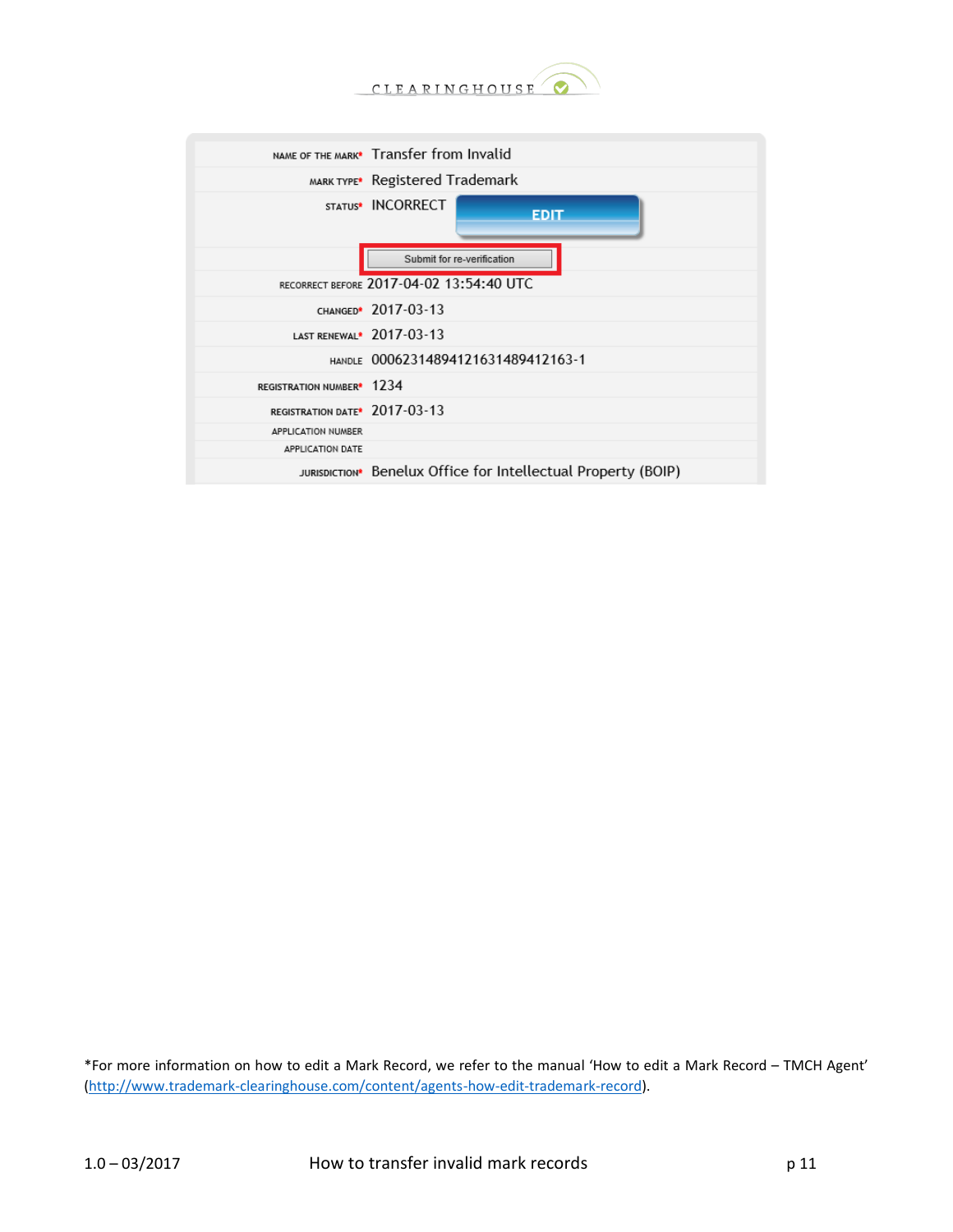| | |
|---|---|
| NAME OF THE MARK* | Transfer from Invalid |
| MARK TYPE* | Registered Trademark |
| STATUS* | INCORRECT EDIT |
| | Submit for re-verification |
| RECORRECT BEFORE | 2017-04-02 13:54:40 UTC |
| CHANGED* | 2017-03-13 |
| LAST RENEWAL* | 2017-03-13 |
| HANDLE | 00062314894121631489412163-1 |
| REGISTRATION NUMBER* | 1234 |
| REGISTRATION DATE* | 2017-03-13 |
| APPLICATION NUMBER | |
| APPLICATION DATE | |
| JURISDICTION* | Benelux Office for Intellectual Property (BOIP) |

*For more information on how to edit a Mark Record, we refer to the manual 'How to edit a Mark Record – TMCH Agent' (http://www.trademark-clearinghouse.com/content/agents-how-edit-trademark-record).